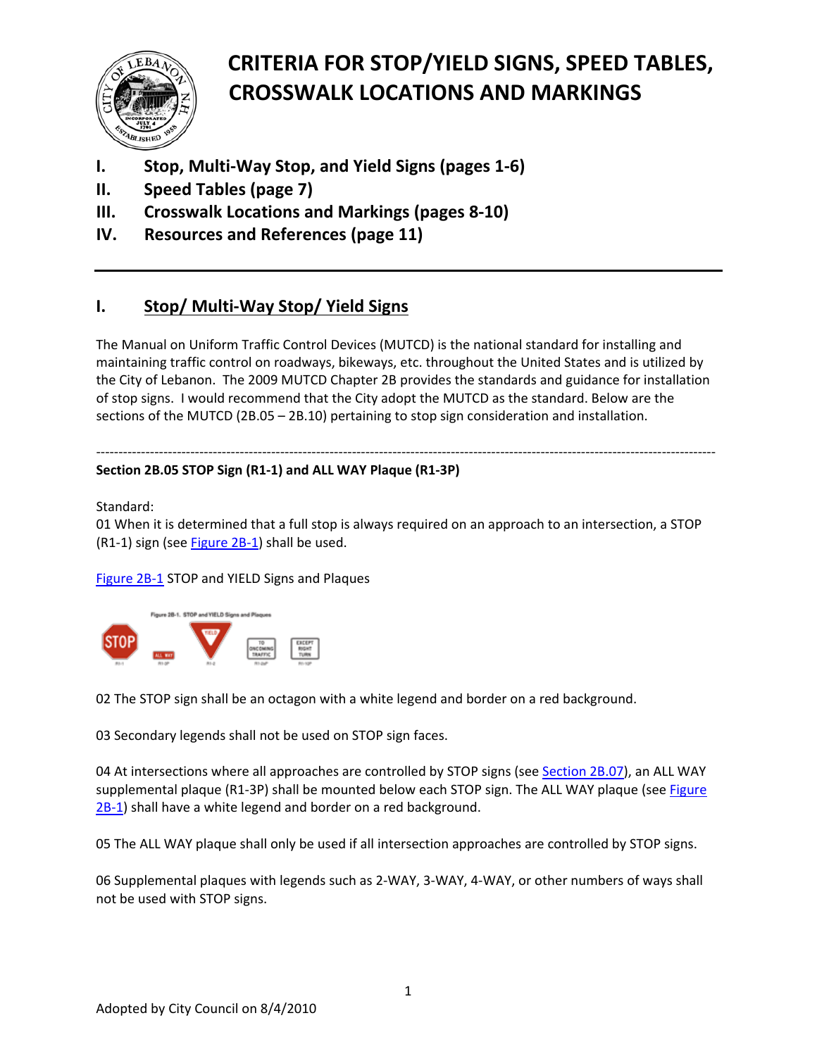# CRITERIA FOR STOP/YIELD SIGNS, SPEED TABLES, CROSSWALK LOCATIONS AND MARKINGS

- **I. Stop, Multi-Way Stop, and Yield Signs (pages 1-6)**
- **II. Speed Tables (page 7)**
- **III. Crosswalk Locations and Markings (pages 8-10)**
- **IV. Resources and References (page 11)**

---

## I. Stop/ Multi-Way Stop/ Yield Signs

The Manual on Uniform Traffic Control Devices (MUTCD) is the national standard for installing and maintaining traffic control on roadways, bikeways, etc. throughout the United States and is utilized by the City of Lebanon. The 2009 MUTCD Chapter 2B provides the standards and guidance for installation of stop signs. I would recommend that the City adopt the MUTCD as the standard. Below are the sections of the MUTCD (2B.05 – 2B.10) pertaining to stop sign consideration and installation.

---

**Section 2B.05 STOP Sign (R1-1) and ALL WAY Plaque (R1-3P)**

Standard:

01 When it is determined that a full stop is always required on an approach to an intersection, a STOP (R1-1) sign (see Figure 2B-1) shall be used.

Figure 2B-1 STOP and YIELD Signs and Plaques

02 The STOP sign shall be an octagon with a white legend and border on a red background.

03 Secondary legends shall not be used on STOP sign faces.

04 At intersections where all approaches are controlled by STOP signs (see Section 2B.07), an ALL WAY supplemental plaque (R1-3P) shall be mounted below each STOP sign. The ALL WAY plaque (see Figure 2B-1) shall have a white legend and border on a red background.

05 The ALL WAY plaque shall only be used if all intersection approaches are controlled by STOP signs.

06 Supplemental plaques with legends such as 2-WAY, 3-WAY, 4-WAY, or other numbers of ways shall not be used with STOP signs.

Adopted by City Council on 8/4/2010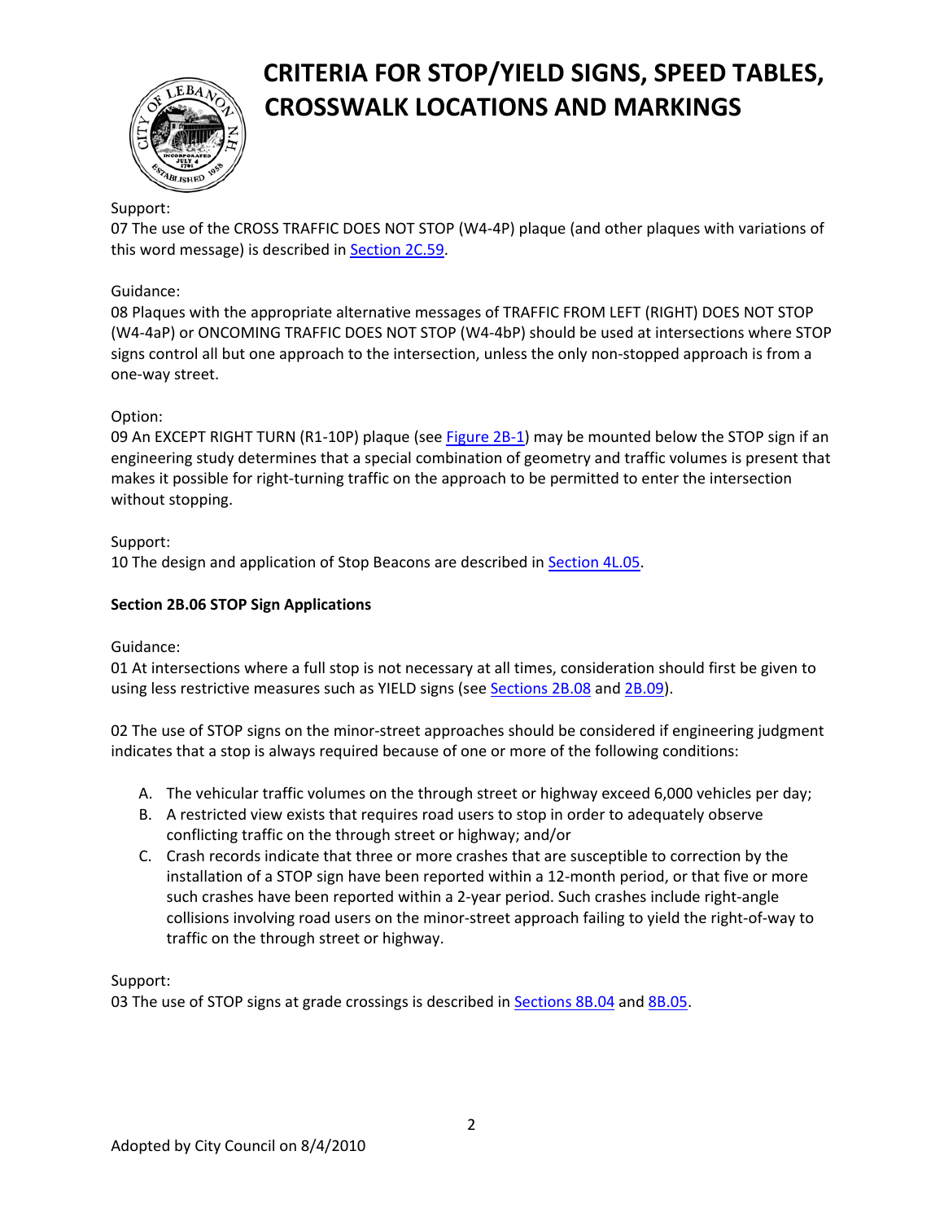Support:
07 The use of the CROSS TRAFFIC DOES NOT STOP (W4-4P) plaque (and other plaques with variations of this word message) is described in Section 2C.59.

Guidance:
08 Plaques with the appropriate alternative messages of TRAFFIC FROM LEFT (RIGHT) DOES NOT STOP (W4-4aP) or ONCOMING TRAFFIC DOES NOT STOP (W4-4bP) should be used at intersections where STOP signs control all but one approach to the intersection, unless the only non-stopped approach is from a one-way street.

Option:
09 An EXCEPT RIGHT TURN (R1-10P) plaque (see Figure 2B-1) may be mounted below the STOP sign if an engineering study determines that a special combination of geometry and traffic volumes is present that makes it possible for right-turning traffic on the approach to be permitted to enter the intersection without stopping.

Support:
10 The design and application of Stop Beacons are described in Section 4L.05.

**Section 2B.06 STOP Sign Applications**

Guidance:
01 At intersections where a full stop is not necessary at all times, consideration should first be given to using less restrictive measures such as YIELD signs (see Sections 2B.08 and 2B.09).

02 The use of STOP signs on the minor-street approaches should be considered if engineering judgment indicates that a stop is always required because of one or more of the following conditions:

A. The vehicular traffic volumes on the through street or highway exceed 6,000 vehicles per day;
B. A restricted view exists that requires road users to stop in order to adequately observe conflicting traffic on the through street or highway; and/or
C. Crash records indicate that three or more crashes that are susceptible to correction by the installation of a STOP sign have been reported within a 12-month period, or that five or more such crashes have been reported within a 2-year period. Such crashes include right-angle collisions involving road users on the minor-street approach failing to yield the right-of-way to traffic on the through street or highway.

Support:
03 The use of STOP signs at grade crossings is described in Sections 8B.04 and 8B.05.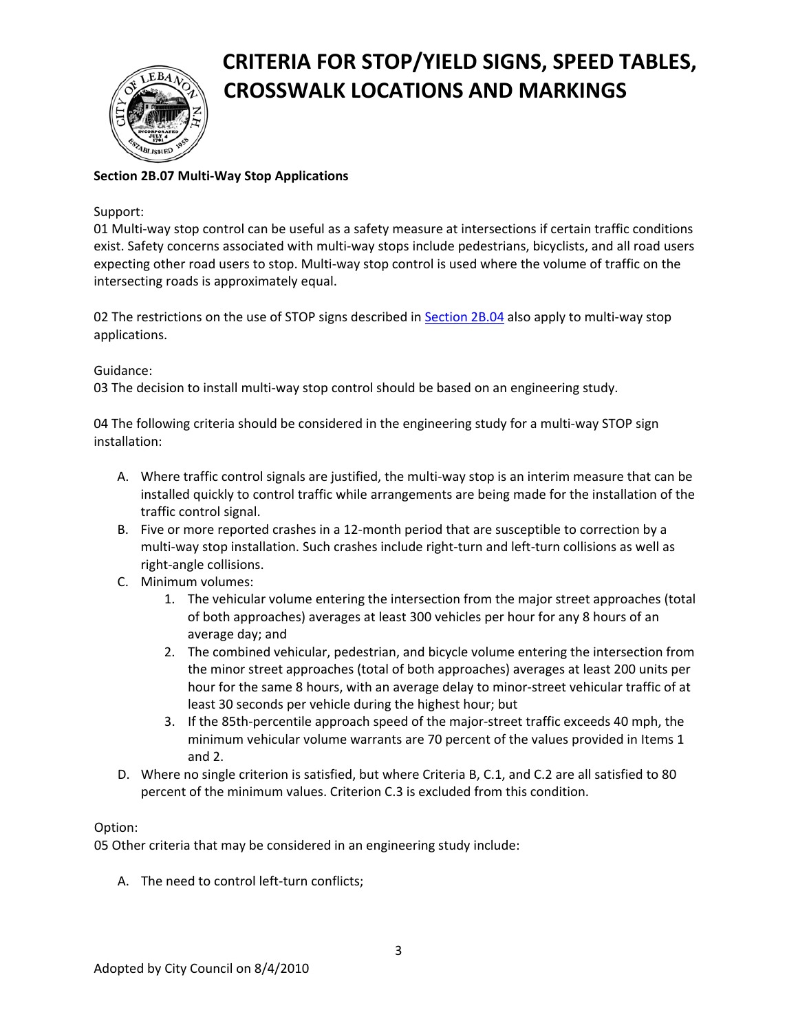# CRITERIA FOR STOP/YIELD SIGNS, SPEED TABLES, CROSSWALK LOCATIONS AND MARKINGS

**Section 2B.07 Multi-Way Stop Applications**

Support:

01 Multi-way stop control can be useful as a safety measure at intersections if certain traffic conditions exist. Safety concerns associated with multi-way stops include pedestrians, bicyclists, and all road users expecting other road users to stop. Multi-way stop control is used where the volume of traffic on the intersecting roads is approximately equal.

02 The restrictions on the use of STOP signs described in Section 2B.04 also apply to multi-way stop applications.

Guidance:

03 The decision to install multi-way stop control should be based on an engineering study.

04 The following criteria should be considered in the engineering study for a multi-way STOP sign installation:

A. Where traffic control signals are justified, the multi-way stop is an interim measure that can be installed quickly to control traffic while arrangements are being made for the installation of the traffic control signal.
B. Five or more reported crashes in a 12-month period that are susceptible to correction by a multi-way stop installation. Such crashes include right-turn and left-turn collisions as well as right-angle collisions.
C. Minimum volumes:
    1. The vehicular volume entering the intersection from the major street approaches (total of both approaches) averages at least 300 vehicles per hour for any 8 hours of an average day; and
    2. The combined vehicular, pedestrian, and bicycle volume entering the intersection from the minor street approaches (total of both approaches) averages at least 200 units per hour for the same 8 hours, with an average delay to minor-street vehicular traffic of at least 30 seconds per vehicle during the highest hour; but
    3. If the 85th-percentile approach speed of the major-street traffic exceeds 40 mph, the minimum vehicular volume warrants are 70 percent of the values provided in Items 1 and 2.
D. Where no single criterion is satisfied, but where Criteria B, C.1, and C.2 are all satisfied to 80 percent of the minimum values. Criterion C.3 is excluded from this condition.

Option:

05 Other criteria that may be considered in an engineering study include:

A. The need to control left-turn conflicts;

Adopted by City Council on 8/4/2010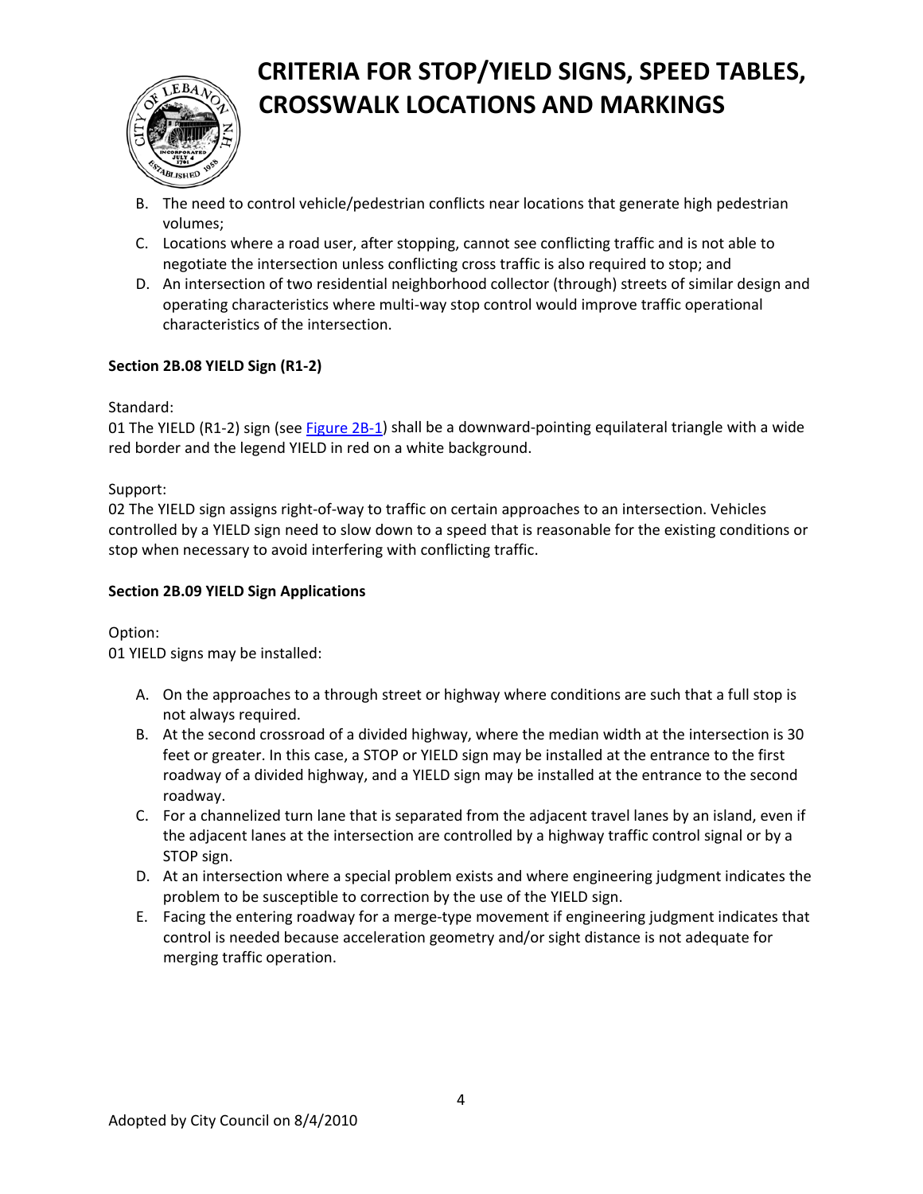B. The need to control vehicle/pedestrian conflicts near locations that generate high pedestrian volumes;
C. Locations where a road user, after stopping, cannot see conflicting traffic and is not able to negotiate the intersection unless conflicting cross traffic is also required to stop; and
D. An intersection of two residential neighborhood collector (through) streets of similar design and operating characteristics where multi-way stop control would improve traffic operational characteristics of the intersection.

**Section 2B.08 YIELD Sign (R1-2)**

Standard:
01 The YIELD (R1-2) sign (see Figure 2B-1) shall be a downward-pointing equilateral triangle with a wide red border and the legend YIELD in red on a white background.

Support:
02 The YIELD sign assigns right-of-way to traffic on certain approaches to an intersection. Vehicles controlled by a YIELD sign need to slow down to a speed that is reasonable for the existing conditions or stop when necessary to avoid interfering with conflicting traffic.

**Section 2B.09 YIELD Sign Applications**

Option:
01 YIELD signs may be installed:

A. On the approaches to a through street or highway where conditions are such that a full stop is not always required.
B. At the second crossroad of a divided highway, where the median width at the intersection is 30 feet or greater. In this case, a STOP or YIELD sign may be installed at the entrance to the first roadway of a divided highway, and a YIELD sign may be installed at the entrance to the second roadway.
C. For a channelized turn lane that is separated from the adjacent travel lanes by an island, even if the adjacent lanes at the intersection are controlled by a highway traffic control signal or by a STOP sign.
D. At an intersection where a special problem exists and where engineering judgment indicates the problem to be susceptible to correction by the use of the YIELD sign.
E. Facing the entering roadway for a merge-type movement if engineering judgment indicates that control is needed because acceleration geometry and/or sight distance is not adequate for merging traffic operation.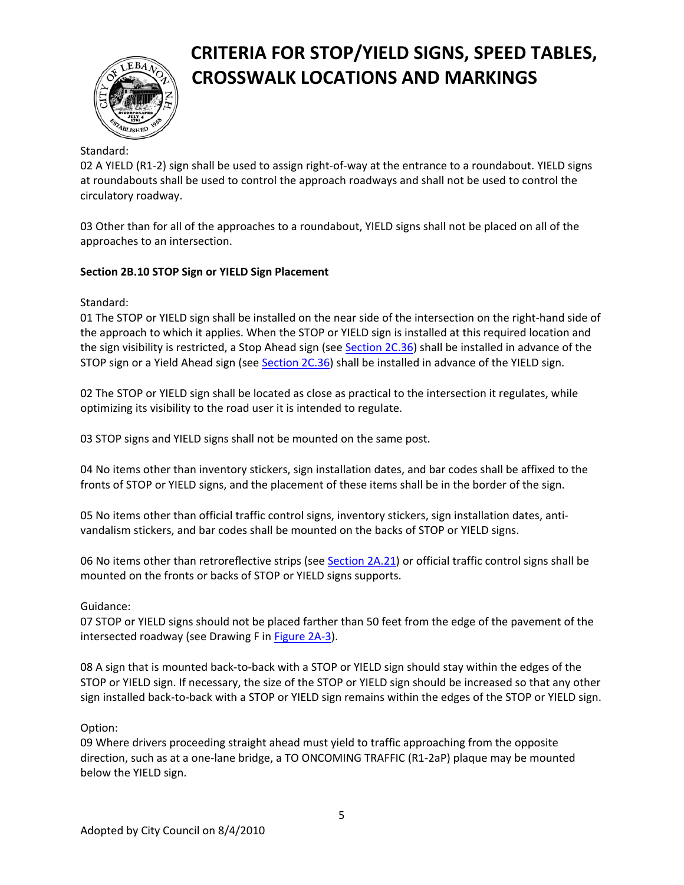Standard:

02 A YIELD (R1-2) sign shall be used to assign right-of-way at the entrance to a roundabout. YIELD signs at roundabouts shall be used to control the approach roadways and shall not be used to control the circulatory roadway.

03 Other than for all of the approaches to a roundabout, YIELD signs shall not be placed on all of the approaches to an intersection.

**Section 2B.10 STOP Sign or YIELD Sign Placement**

Standard:

01 The STOP or YIELD sign shall be installed on the near side of the intersection on the right-hand side of the approach to which it applies. When the STOP or YIELD sign is installed at this required location and the sign visibility is restricted, a Stop Ahead sign (see Section 2C.36) shall be installed in advance of the STOP sign or a Yield Ahead sign (see Section 2C.36) shall be installed in advance of the YIELD sign.

02 The STOP or YIELD sign shall be located as close as practical to the intersection it regulates, while optimizing its visibility to the road user it is intended to regulate.

03 STOP signs and YIELD signs shall not be mounted on the same post.

04 No items other than inventory stickers, sign installation dates, and bar codes shall be affixed to the fronts of STOP or YIELD signs, and the placement of these items shall be in the border of the sign.

05 No items other than official traffic control signs, inventory stickers, sign installation dates, anti-vandalism stickers, and bar codes shall be mounted on the backs of STOP or YIELD signs.

06 No items other than retroreflective strips (see Section 2A.21) or official traffic control signs shall be mounted on the fronts or backs of STOP or YIELD signs supports.

Guidance:

07 STOP or YIELD signs should not be placed farther than 50 feet from the edge of the pavement of the intersected roadway (see Drawing F in Figure 2A-3).

08 A sign that is mounted back-to-back with a STOP or YIELD sign should stay within the edges of the STOP or YIELD sign. If necessary, the size of the STOP or YIELD sign should be increased so that any other sign installed back-to-back with a STOP or YIELD sign remains within the edges of the STOP or YIELD sign.

Option:

09 Where drivers proceeding straight ahead must yield to traffic approaching from the opposite direction, such as at a one-lane bridge, a TO ONCOMING TRAFFIC (R1-2aP) plaque may be mounted below the YIELD sign.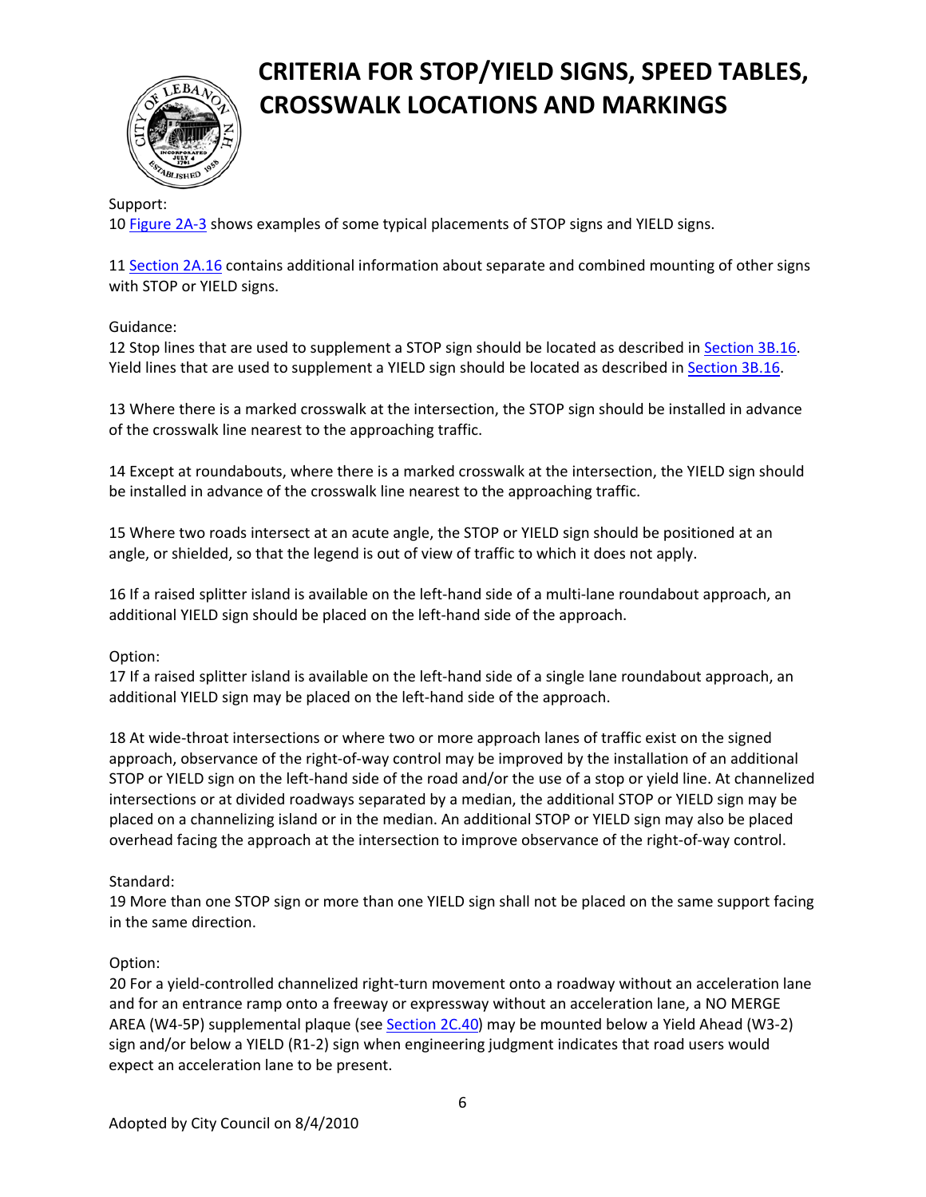# CRITERIA FOR STOP/YIELD SIGNS, SPEED TABLES, CROSSWALK LOCATIONS AND MARKINGS

Support:
10 Figure 2A-3 shows examples of some typical placements of STOP signs and YIELD signs.

11 Section 2A.16 contains additional information about separate and combined mounting of other signs with STOP or YIELD signs.

Guidance:
12 Stop lines that are used to supplement a STOP sign should be located as described in Section 3B.16. Yield lines that are used to supplement a YIELD sign should be located as described in Section 3B.16.

13 Where there is a marked crosswalk at the intersection, the STOP sign should be installed in advance of the crosswalk line nearest to the approaching traffic.

14 Except at roundabouts, where there is a marked crosswalk at the intersection, the YIELD sign should be installed in advance of the crosswalk line nearest to the approaching traffic.

15 Where two roads intersect at an acute angle, the STOP or YIELD sign should be positioned at an angle, or shielded, so that the legend is out of view of traffic to which it does not apply.

16 If a raised splitter island is available on the left-hand side of a multi-lane roundabout approach, an additional YIELD sign should be placed on the left-hand side of the approach.

Option:
17 If a raised splitter island is available on the left-hand side of a single lane roundabout approach, an additional YIELD sign may be placed on the left-hand side of the approach.

18 At wide-throat intersections or where two or more approach lanes of traffic exist on the signed approach, observance of the right-of-way control may be improved by the installation of an additional STOP or YIELD sign on the left-hand side of the road and/or the use of a stop or yield line. At channelized intersections or at divided roadways separated by a median, the additional STOP or YIELD sign may be placed on a channelizing island or in the median. An additional STOP or YIELD sign may also be placed overhead facing the approach at the intersection to improve observance of the right-of-way control.

Standard:
19 More than one STOP sign or more than one YIELD sign shall not be placed on the same support facing in the same direction.

Option:
20 For a yield-controlled channelized right-turn movement onto a roadway without an acceleration lane and for an entrance ramp onto a freeway or expressway without an acceleration lane, a NO MERGE AREA (W4-5P) supplemental plaque (see Section 2C.40) may be mounted below a Yield Ahead (W3-2) sign and/or below a YIELD (R1-2) sign when engineering judgment indicates that road users would expect an acceleration lane to be present.

Adopted by City Council on 8/4/2010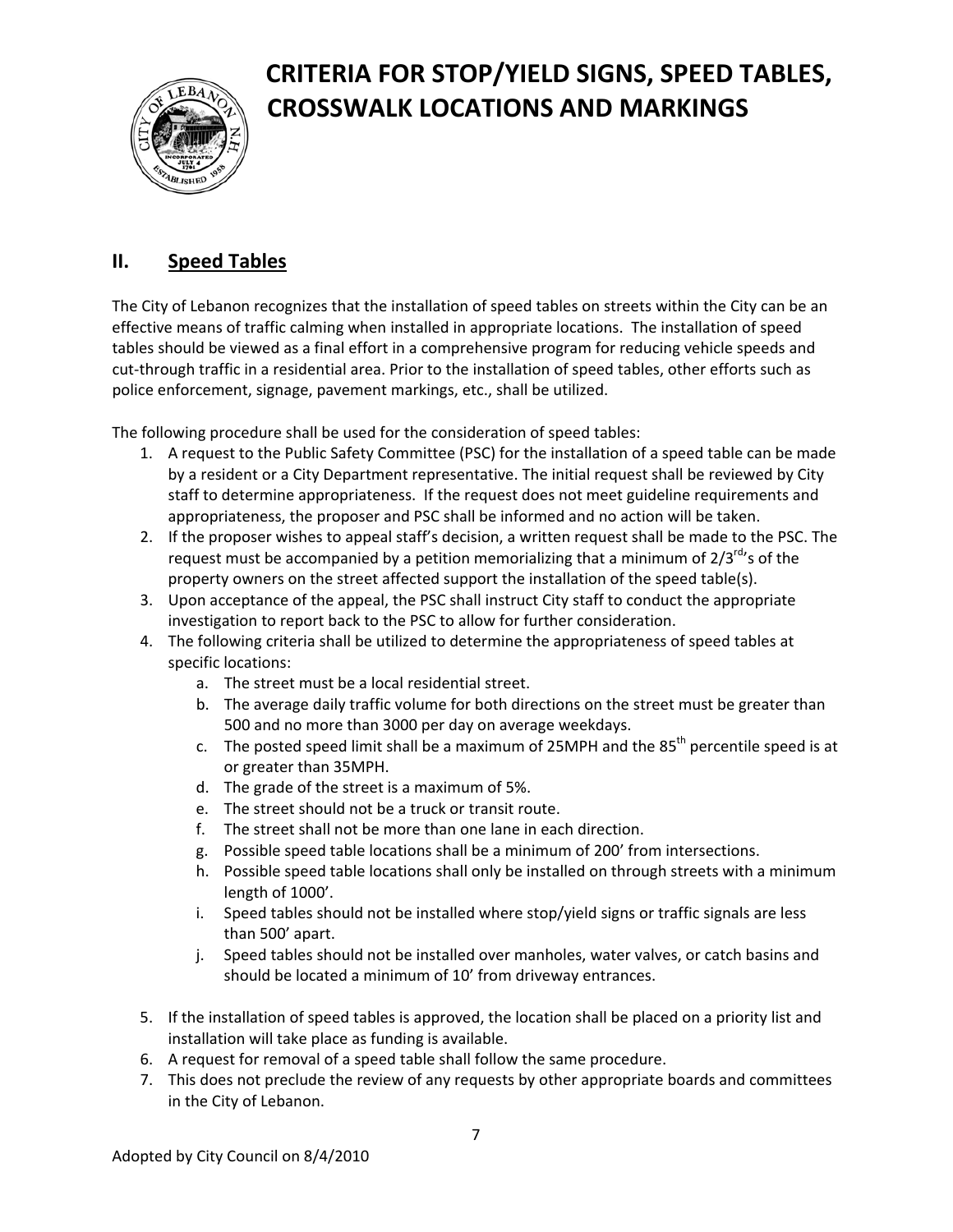# CRITERIA FOR STOP/YIELD SIGNS, SPEED TABLES, CROSSWALK LOCATIONS AND MARKINGS

## II. Speed Tables

The City of Lebanon recognizes that the installation of speed tables on streets within the City can be an effective means of traffic calming when installed in appropriate locations. The installation of speed tables should be viewed as a final effort in a comprehensive program for reducing vehicle speeds and cut-through traffic in a residential area. Prior to the installation of speed tables, other efforts such as police enforcement, signage, pavement markings, etc., shall be utilized.

The following procedure shall be used for the consideration of speed tables:

1. A request to the Public Safety Committee (PSC) for the installation of a speed table can be made by a resident or a City Department representative. The initial request shall be reviewed by City staff to determine appropriateness. If the request does not meet guideline requirements and appropriateness, the proposer and PSC shall be informed and no action will be taken.
2. If the proposer wishes to appeal staff's decision, a written request shall be made to the PSC. The request must be accompanied by a petition memorializing that a minimum of 2/3rd's of the property owners on the street affected support the installation of the speed table(s).
3. Upon acceptance of the appeal, the PSC shall instruct City staff to conduct the appropriate investigation to report back to the PSC to allow for further consideration.
4. The following criteria shall be utilized to determine the appropriateness of speed tables at specific locations:
   a. The street must be a local residential street.
   b. The average daily traffic volume for both directions on the street must be greater than 500 and no more than 3000 per day on average weekdays.
   c. The posted speed limit shall be a maximum of 25MPH and the 85th percentile speed is at or greater than 35MPH.
   d. The grade of the street is a maximum of 5%.
   e. The street should not be a truck or transit route.
   f. The street shall not be more than one lane in each direction.
   g. Possible speed table locations shall be a minimum of 200' from intersections.
   h. Possible speed table locations shall only be installed on through streets with a minimum length of 1000'.
   i. Speed tables should not be installed where stop/yield signs or traffic signals are less than 500' apart.
   j. Speed tables should not be installed over manholes, water valves, or catch basins and should be located a minimum of 10' from driveway entrances.
5. If the installation of speed tables is approved, the location shall be placed on a priority list and installation will take place as funding is available.
6. A request for removal of a speed table shall follow the same procedure.
7. This does not preclude the review of any requests by other appropriate boards and committees in the City of Lebanon.

Adopted by City Council on 8/4/2010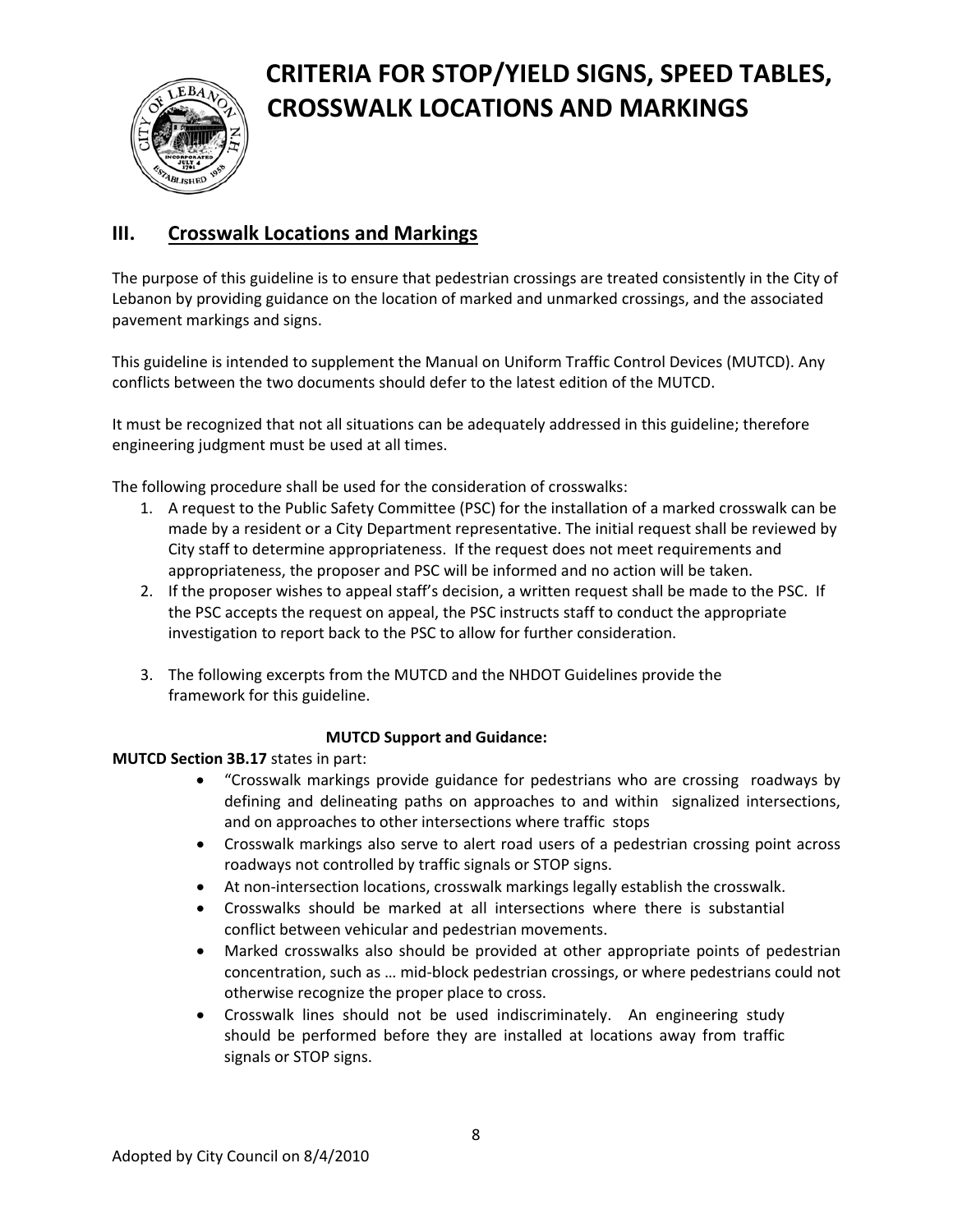# CRITERIA FOR STOP/YIELD SIGNS, SPEED TABLES, CROSSWALK LOCATIONS AND MARKINGS

## III. Crosswalk Locations and Markings

The purpose of this guideline is to ensure that pedestrian crossings are treated consistently in the City of Lebanon by providing guidance on the location of marked and unmarked crossings, and the associated pavement markings and signs.

This guideline is intended to supplement the Manual on Uniform Traffic Control Devices (MUTCD). Any conflicts between the two documents should defer to the latest edition of the MUTCD.

It must be recognized that not all situations can be adequately addressed in this guideline; therefore engineering judgment must be used at all times.

The following procedure shall be used for the consideration of crosswalks:

1. A request to the Public Safety Committee (PSC) for the installation of a marked crosswalk can be made by a resident or a City Department representative. The initial request shall be reviewed by City staff to determine appropriateness. If the request does not meet requirements and appropriateness, the proposer and PSC will be informed and no action will be taken.
2. If the proposer wishes to appeal staff's decision, a written request shall be made to the PSC. If the PSC accepts the request on appeal, the PSC instructs staff to conduct the appropriate investigation to report back to the PSC to allow for further consideration.
3. The following excerpts from the MUTCD and the NHDOT Guidelines provide the framework for this guideline.

**MUTCD Support and Guidance:**

**MUTCD Section 3B.17** states in part:

- "Crosswalk markings provide guidance for pedestrians who are crossing roadways by defining and delineating paths on approaches to and within signalized intersections, and on approaches to other intersections where traffic stops
- Crosswalk markings also serve to alert road users of a pedestrian crossing point across roadways not controlled by traffic signals or STOP signs.
- At non-intersection locations, crosswalk markings legally establish the crosswalk.
- Crosswalks should be marked at all intersections where there is substantial conflict between vehicular and pedestrian movements.
- Marked crosswalks also should be provided at other appropriate points of pedestrian concentration, such as … mid-block pedestrian crossings, or where pedestrians could not otherwise recognize the proper place to cross.
- Crosswalk lines should not be used indiscriminately. An engineering study should be performed before they are installed at locations away from traffic signals or STOP signs.

Adopted by City Council on 8/4/2010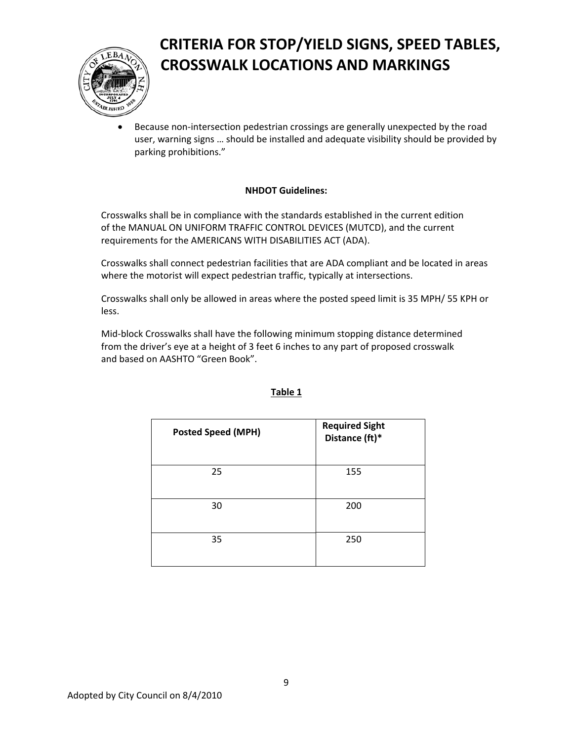- Because non-intersection pedestrian crossings are generally unexpected by the road user, warning signs … should be installed and adequate visibility should be provided by parking prohibitions."

**NHDOT Guidelines:**

Crosswalks shall be in compliance with the standards established in the current edition of the MANUAL ON UNIFORM TRAFFIC CONTROL DEVICES (MUTCD), and the current requirements for the AMERICANS WITH DISABILITIES ACT (ADA).

Crosswalks shall connect pedestrian facilities that are ADA compliant and be located in areas where the motorist will expect pedestrian traffic, typically at intersections.

Crosswalks shall only be allowed in areas where the posted speed limit is 35 MPH/ 55 KPH or less.

Mid-block Crosswalks shall have the following minimum stopping distance determined from the driver's eye at a height of 3 feet 6 inches to any part of proposed crosswalk and based on AASHTO "Green Book".

**Table 1**

| Posted Speed (MPH) | Required Sight Distance (ft)* |
|---|---|
| 25 | 155 |
| 30 | 200 |
| 35 | 250 |

Adopted by City Council on 8/4/2010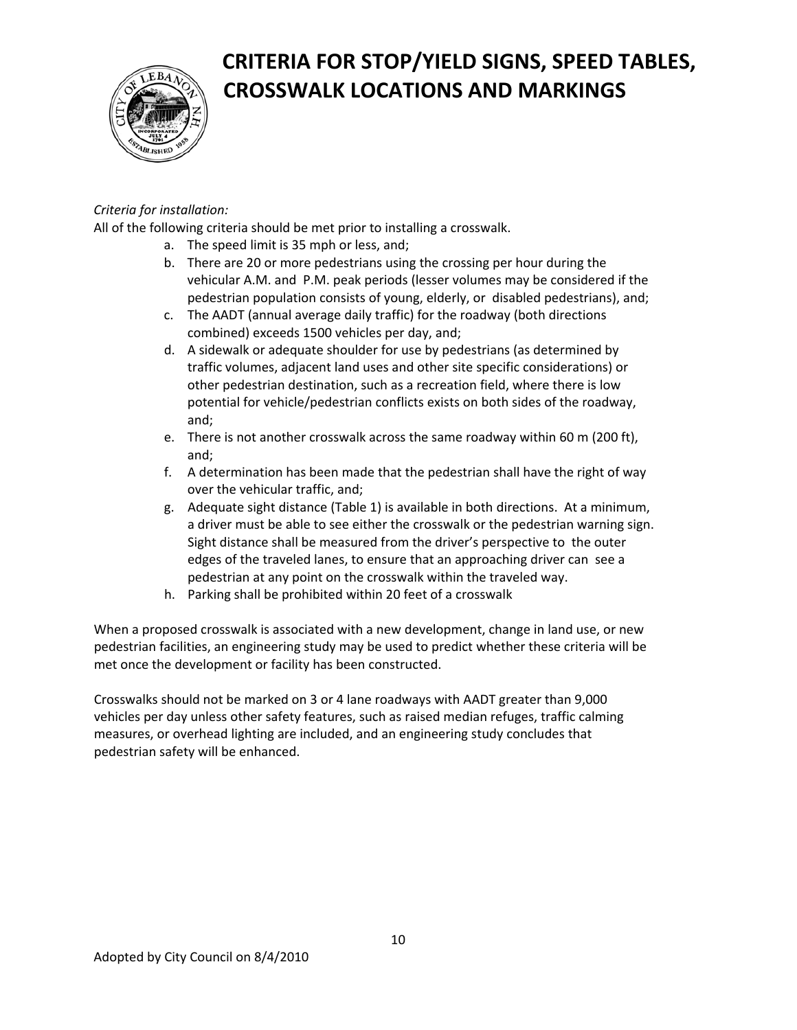# CRITERIA FOR STOP/YIELD SIGNS, SPEED TABLES, CROSSWALK LOCATIONS AND MARKINGS

*Criteria for installation:*

All of the following criteria should be met prior to installing a crosswalk.

a. The speed limit is 35 mph or less, and;
b. There are 20 or more pedestrians using the crossing per hour during the vehicular A.M. and P.M. peak periods (lesser volumes may be considered if the pedestrian population consists of young, elderly, or disabled pedestrians), and;
c. The AADT (annual average daily traffic) for the roadway (both directions combined) exceeds 1500 vehicles per day, and;
d. A sidewalk or adequate shoulder for use by pedestrians (as determined by traffic volumes, adjacent land uses and other site specific considerations) or other pedestrian destination, such as a recreation field, where there is low potential for vehicle/pedestrian conflicts exists on both sides of the roadway, and;
e. There is not another crosswalk across the same roadway within 60 m (200 ft), and;
f. A determination has been made that the pedestrian shall have the right of way over the vehicular traffic, and;
g. Adequate sight distance (Table 1) is available in both directions. At a minimum, a driver must be able to see either the crosswalk or the pedestrian warning sign. Sight distance shall be measured from the driver's perspective to the outer edges of the traveled lanes, to ensure that an approaching driver can see a pedestrian at any point on the crosswalk within the traveled way.
h. Parking shall be prohibited within 20 feet of a crosswalk

When a proposed crosswalk is associated with a new development, change in land use, or new pedestrian facilities, an engineering study may be used to predict whether these criteria will be met once the development or facility has been constructed.

Crosswalks should not be marked on 3 or 4 lane roadways with AADT greater than 9,000 vehicles per day unless other safety features, such as raised median refuges, traffic calming measures, or overhead lighting are included, and an engineering study concludes that pedestrian safety will be enhanced.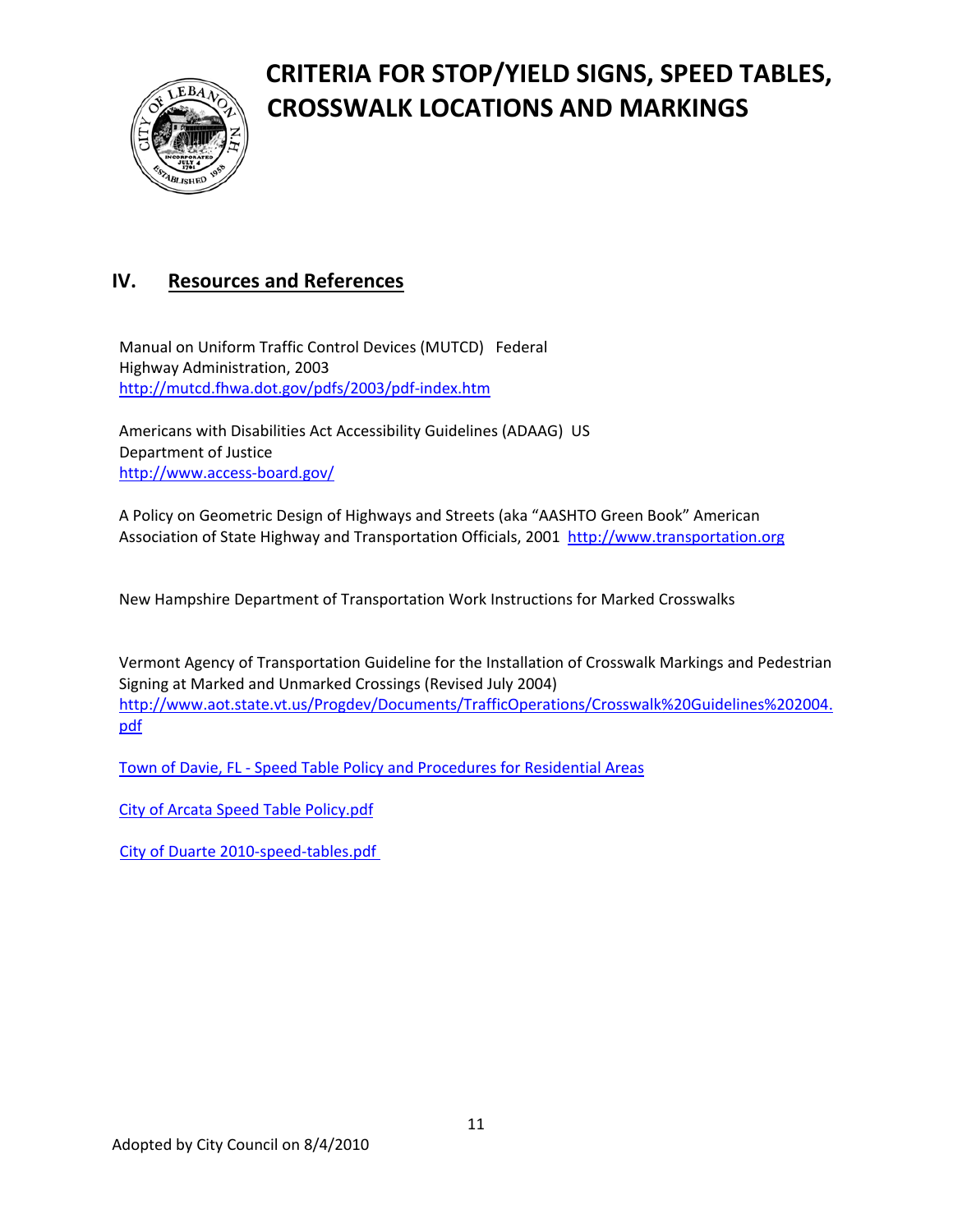# CRITERIA FOR STOP/YIELD SIGNS, SPEED TABLES, CROSSWALK LOCATIONS AND MARKINGS

## IV. Resources and References

Manual on Uniform Traffic Control Devices (MUTCD) Federal Highway Administration, 2003
http://mutcd.fhwa.dot.gov/pdfs/2003/pdf-index.htm

Americans with Disabilities Act Accessibility Guidelines (ADAAG) US Department of Justice
http://www.access-board.gov/

A Policy on Geometric Design of Highways and Streets (aka "AASHTO Green Book" American Association of State Highway and Transportation Officials, 2001 http://www.transportation.org

New Hampshire Department of Transportation Work Instructions for Marked Crosswalks

Vermont Agency of Transportation Guideline for the Installation of Crosswalk Markings and Pedestrian Signing at Marked and Unmarked Crossings (Revised July 2004)
http://www.aot.state.vt.us/Progdev/Documents/TrafficOperations/Crosswalk%20Guidelines%202004.pdf

Town of Davie, FL - Speed Table Policy and Procedures for Residential Areas

City of Arcata Speed Table Policy.pdf

City of Duarte 2010-speed-tables.pdf

Adopted by City Council on 8/4/2010